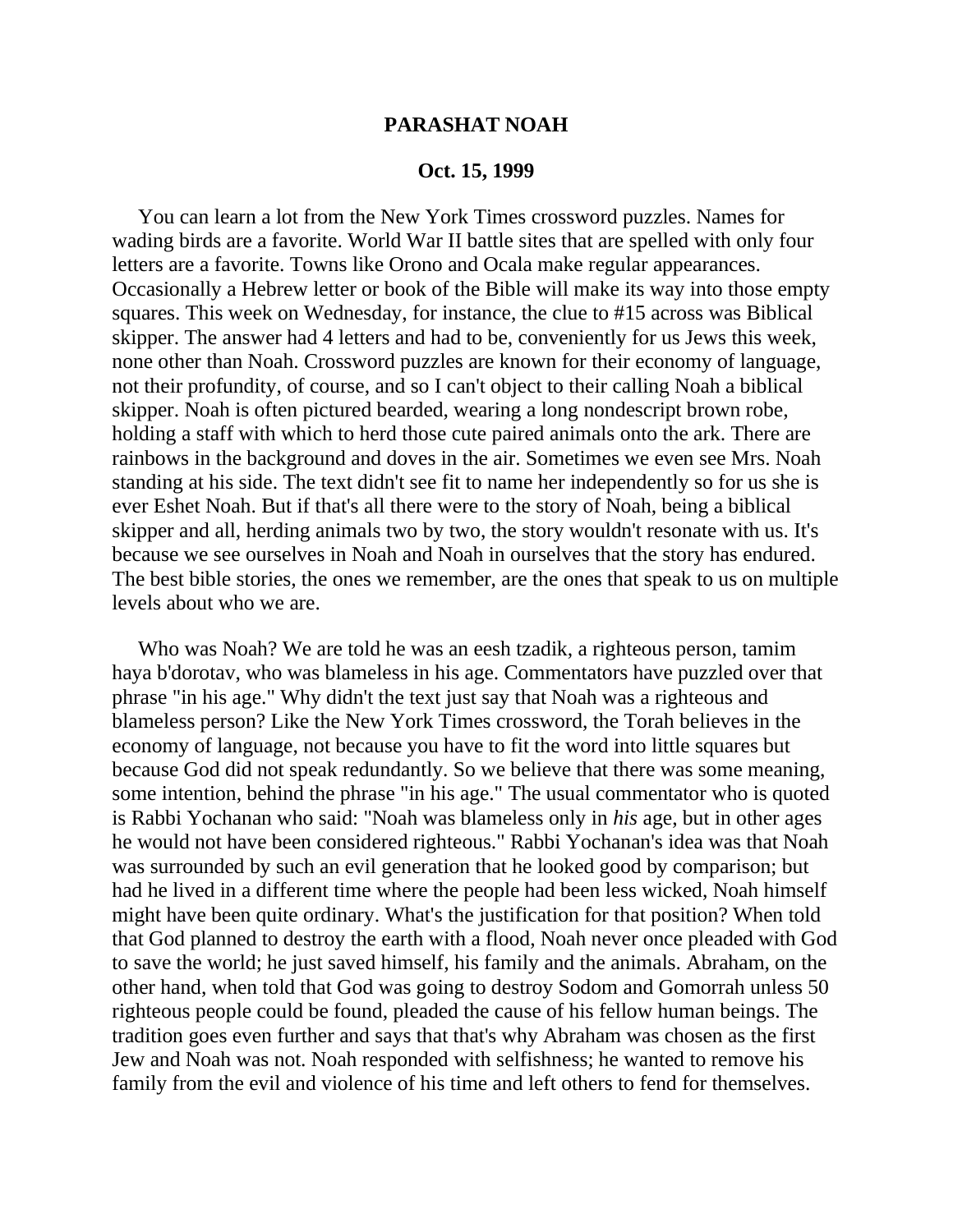# PARASHAT NOAH

## Oct. 15, 1999

You can learn a lot from the New York Times crossword puzzles. Names for wading birds are a favorite. World War II battle sites that are spelled with only four letters are a favorite. Towns like Orono and Ocala make regular appearances. Occasionally a Hebrew letter or book of the Bible will make its way into those empty squares. This week on Wednesday, for instance, the clue to #15 across was Biblical skipper. The answer had 4 letters and had to be, conveniently for us Jews this week, none other than Noah. Crossword puzzles are known for their economy of language, not their profundity, of course, and so I can't object to their calling Noah a biblical skipper. Noah is often pictured bearded, wearing a long nondescript brown robe, holding a staff with which to herd those cute paired animals onto the ark. There are rainbows in the background and doves in the air. Sometimes we even see Mrs. Noah standing at his side. The text didn't see fit to name her independently so for us she is ever Eshet Noah. But if that's all there were to the story of Noah, being a biblical skipper and all, herding animals two by two, the story wouldn't resonate with us. It's because we see ourselves in Noah and Noah in ourselves that the story has endured. The best bible stories, the ones we remember, are the ones that speak to us on multiple levels about who we are.

Who was Noah? We are told he was an eesh tzadik, a righteous person, tamim haya b'dorotav, who was blameless in his age. Commentators have puzzled over that phrase "in his age." Why didn't the text just say that Noah was a righteous and blameless person? Like the New York Times crossword, the Torah believes in the economy of language, not because you have to fit the word into little squares but because God did not speak redundantly. So we believe that there was some meaning, some intention, behind the phrase "in his age." The usual commentator who is quoted is Rabbi Yochanan who said: "Noah was blameless only in *his* age, but in other ages he would not have been considered righteous." Rabbi Yochanan's idea was that Noah was surrounded by such an evil generation that he looked good by comparison; but had he lived in a different time where the people had been less wicked, Noah himself might have been quite ordinary. What's the justification for that position? When told that God planned to destroy the earth with a flood, Noah never once pleaded with God to save the world; he just saved himself, his family and the animals. Abraham, on the other hand, when told that God was going to destroy Sodom and Gomorrah unless 50 righteous people could be found, pleaded the cause of his fellow human beings. The tradition goes even further and says that that's why Abraham was chosen as the first Jew and Noah was not. Noah responded with selfishness; he wanted to remove his family from the evil and violence of his time and left others to fend for themselves.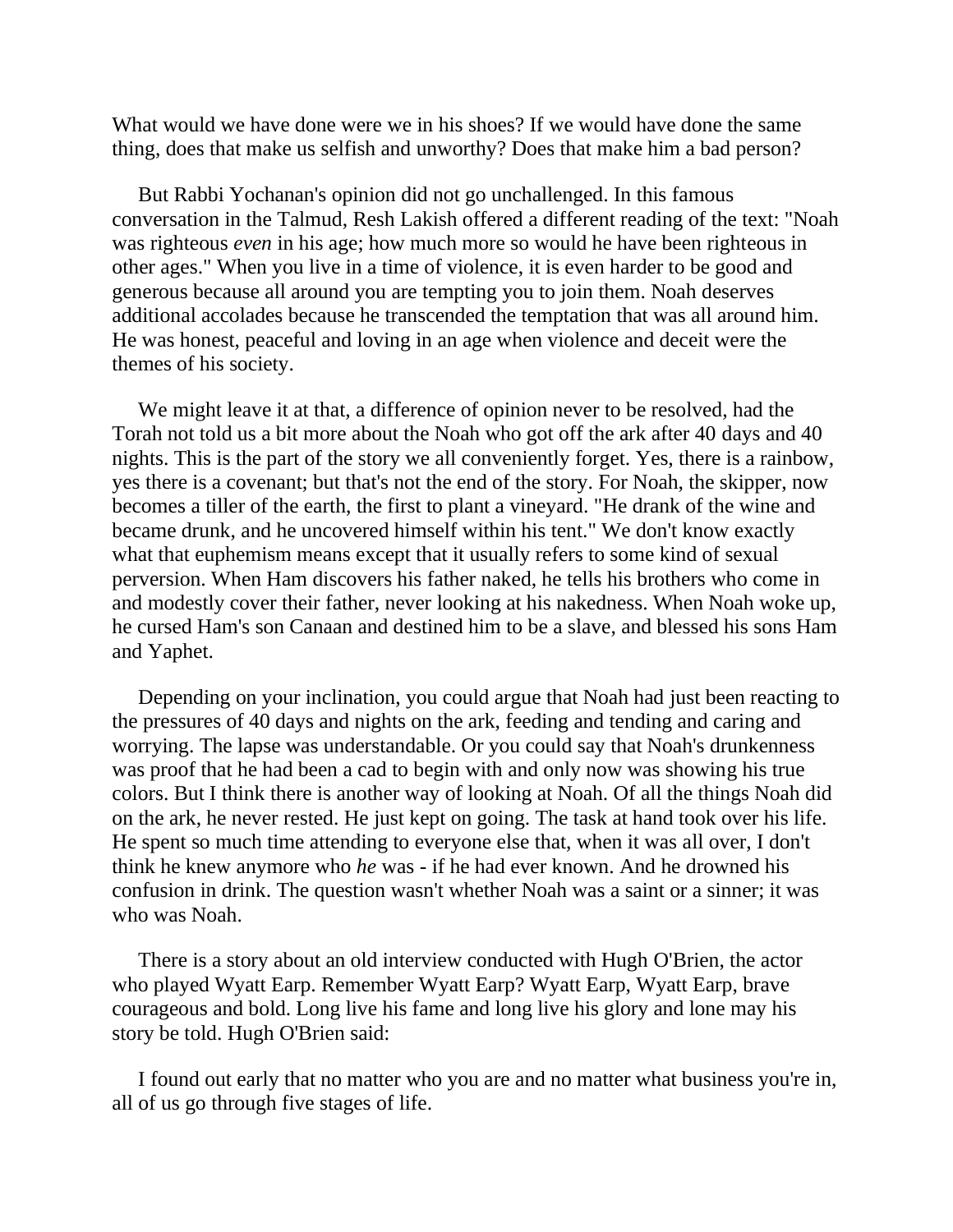What would we have done were we in his shoes? If we would have done the same thing, does that make us selfish and unworthy? Does that make him a bad person?

But Rabbi Yochanan's opinion did not go unchallenged. In this famous conversation in the Talmud, Resh Lakish offered a different reading of the text: "Noah was righteous *even* in his age; how much more so would he have been righteous in other ages." When you live in a time of violence, it is even harder to be good and generous because all around you are tempting you to join them. Noah deserves additional accolades because he transcended the temptation that was all around him. He was honest, peaceful and loving in an age when violence and deceit were the themes of his society.

We might leave it at that, a difference of opinion never to be resolved, had the Torah not told us a bit more about the Noah who got off the ark after 40 days and 40 nights. This is the part of the story we all conveniently forget. Yes, there is a rainbow, yes there is a covenant; but that's not the end of the story. For Noah, the skipper, now becomes a tiller of the earth, the first to plant a vineyard. "He drank of the wine and became drunk, and he uncovered himself within his tent." We don't know exactly what that euphemism means except that it usually refers to some kind of sexual perversion. When Ham discovers his father naked, he tells his brothers who come in and modestly cover their father, never looking at his nakedness. When Noah woke up, he cursed Ham's son Canaan and destined him to be a slave, and blessed his sons Ham and Yaphet.

Depending on your inclination, you could argue that Noah had just been reacting to the pressures of 40 days and nights on the ark, feeding and tending and caring and worrying. The lapse was understandable. Or you could say that Noah's drunkenness was proof that he had been a cad to begin with and only now was showing his true colors. But I think there is another way of looking at Noah. Of all the things Noah did on the ark, he never rested. He just kept on going. The task at hand took over his life. He spent so much time attending to everyone else that, when it was all over, I don't think he knew anymore who *he* was - if he had ever known. And he drowned his confusion in drink. The question wasn't whether Noah was a saint or a sinner; it was who was Noah.

There is a story about an old interview conducted with Hugh O'Brien, the actor who played Wyatt Earp. Remember Wyatt Earp? Wyatt Earp, Wyatt Earp, brave courageous and bold. Long live his fame and long live his glory and lone may his story be told. Hugh O'Brien said:

I found out early that no matter who you are and no matter what business you're in, all of us go through five stages of life.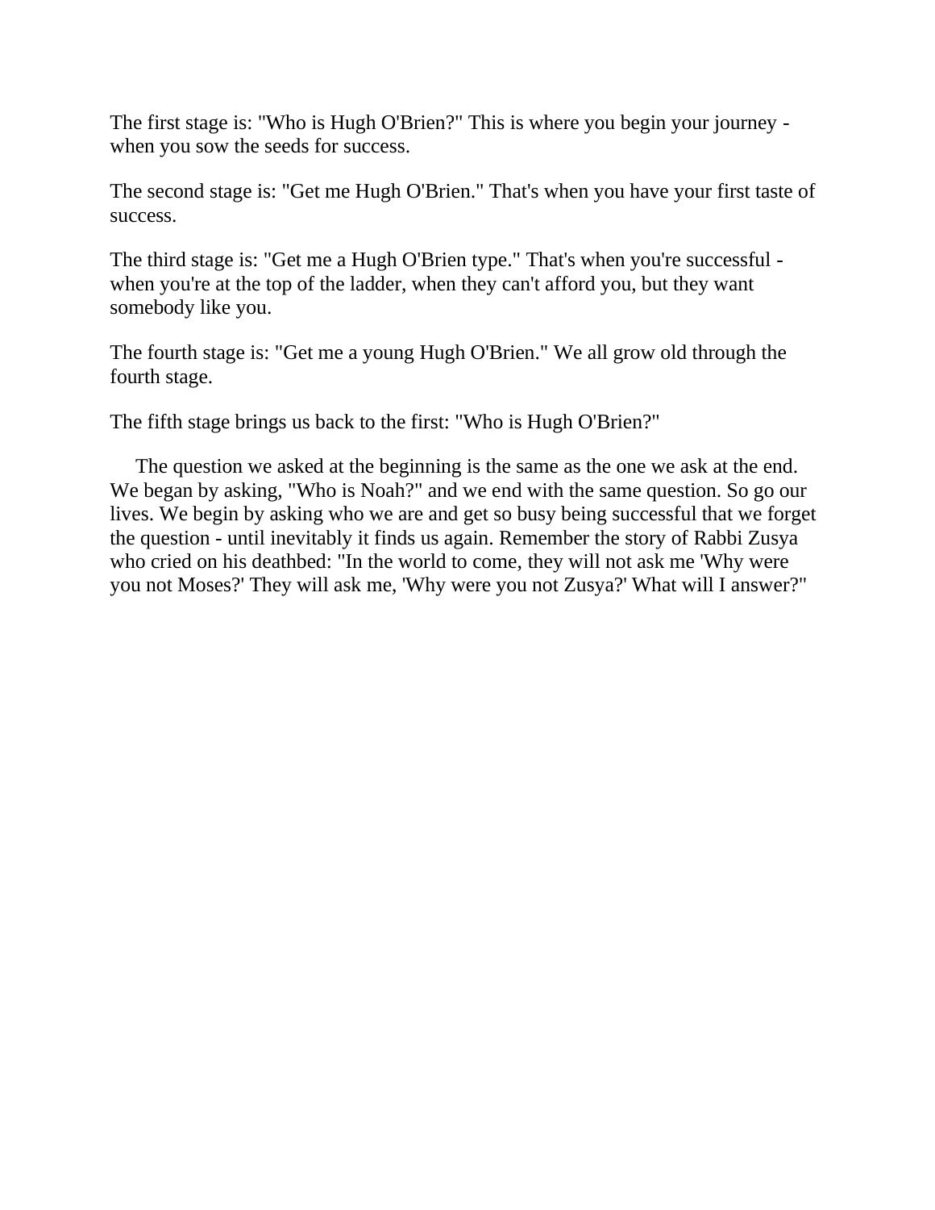The first stage is: "Who is Hugh O'Brien?" This is where you begin your journey - when you sow the seeds for success.

The second stage is: "Get me Hugh O'Brien." That's when you have your first taste of success.

The third stage is: "Get me a Hugh O'Brien type." That's when you're successful - when you're at the top of the ladder, when they can't afford you, but they want somebody like you.

The fourth stage is: "Get me a young Hugh O'Brien." We all grow old through the fourth stage.

The fifth stage brings us back to the first: "Who is Hugh O'Brien?"

The question we asked at the beginning is the same as the one we ask at the end. We began by asking, "Who is Noah?" and we end with the same question. So go our lives. We begin by asking who we are and get so busy being successful that we forget the question - until inevitably it finds us again. Remember the story of Rabbi Zusya who cried on his deathbed: "In the world to come, they will not ask me 'Why were you not Moses?' They will ask me, 'Why were you not Zusya?' What will I answer?"